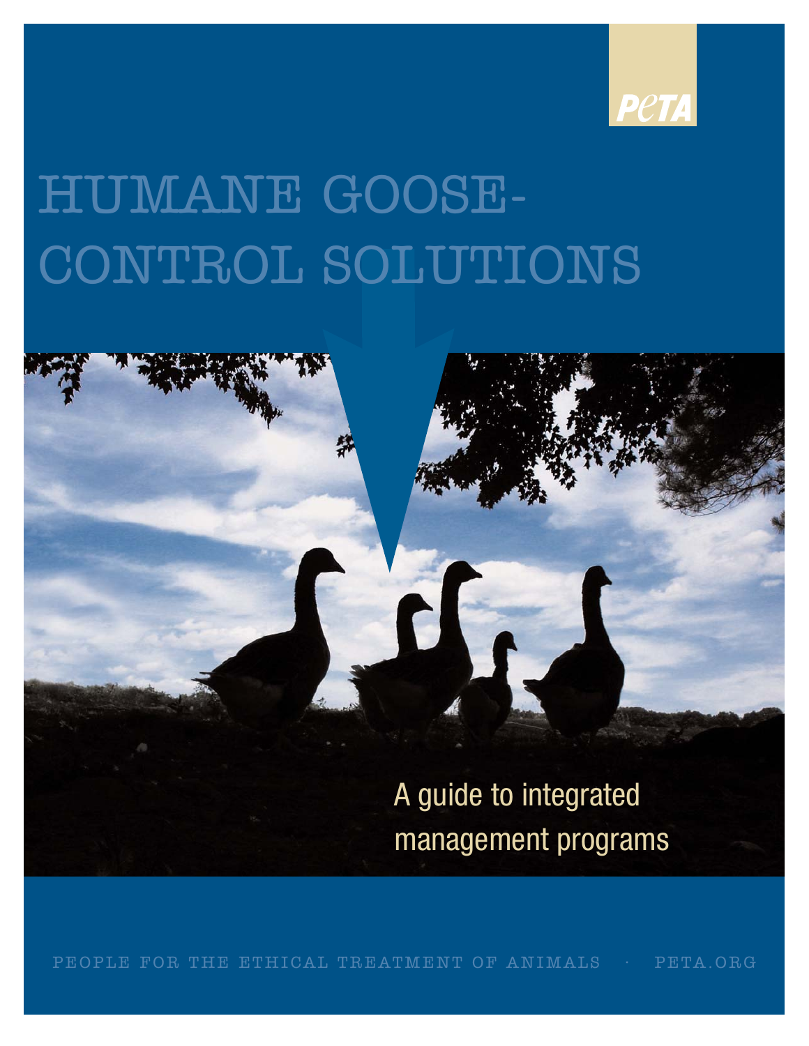PeTA

# HUMANE GOOSE-CONTROL SOLUTIONS

A guide to integrated management programs

PEOPLE FOR THE ETHICAL TREATMENT OF ANIMALS · PETA.ORG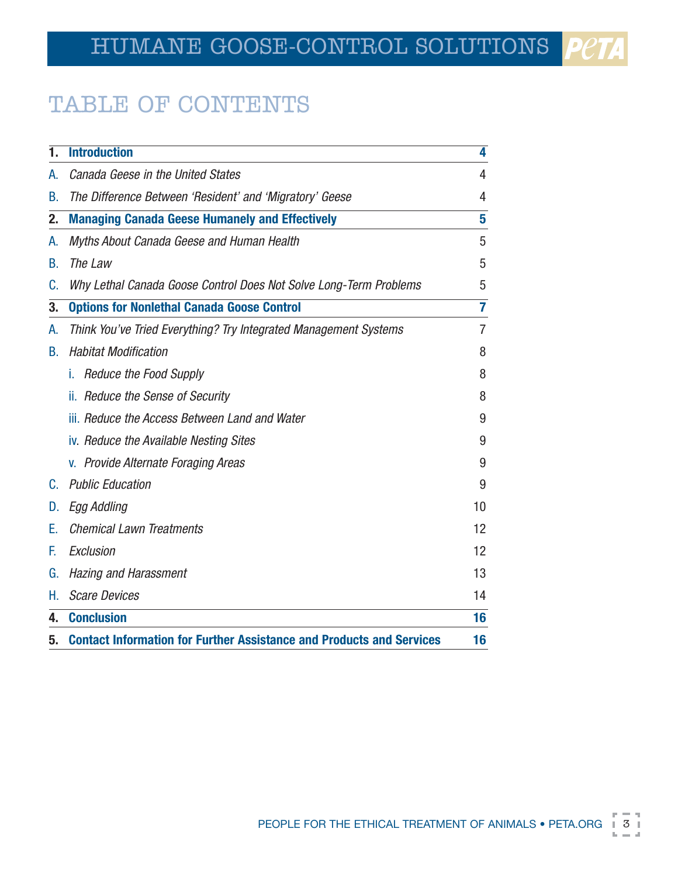# TABLE OF CONTENTS

| | | |
|---|---|---|
| **1.** | **Introduction** | **4** |
| A. | *Canada Geese in the United States* | 4 |
| B. | *The Difference Between 'Resident' and 'Migratory' Geese* | 4 |
| **2.** | **Managing Canada Geese Humanely and Effectively** | **5** |
| A. | *Myths About Canada Geese and Human Health* | 5 |
| B. | *The Law* | 5 |
| C. | *Why Lethal Canada Goose Control Does Not Solve Long-Term Problems* | 5 |
| **3.** | **Options for Nonlethal Canada Goose Control** | **7** |
| A. | *Think You've Tried Everything? Try Integrated Management Systems* | 7 |
| B. | *Habitat Modification* | 8 |
| | i. *Reduce the Food Supply* | 8 |
| | ii. *Reduce the Sense of Security* | 8 |
| | iii. *Reduce the Access Between Land and Water* | 9 |
| | iv. *Reduce the Available Nesting Sites* | 9 |
| | v. *Provide Alternate Foraging Areas* | 9 |
| C. | *Public Education* | 9 |
| D. | *Egg Addling* | 10 |
| E. | *Chemical Lawn Treatments* | 12 |
| F. | *Exclusion* | 12 |
| G. | *Hazing and Harassment* | 13 |
| H. | *Scare Devices* | 14 |
| **4.** | **Conclusion** | **16** |
| **5.** | **Contact Information for Further Assistance and Products and Services** | **16** |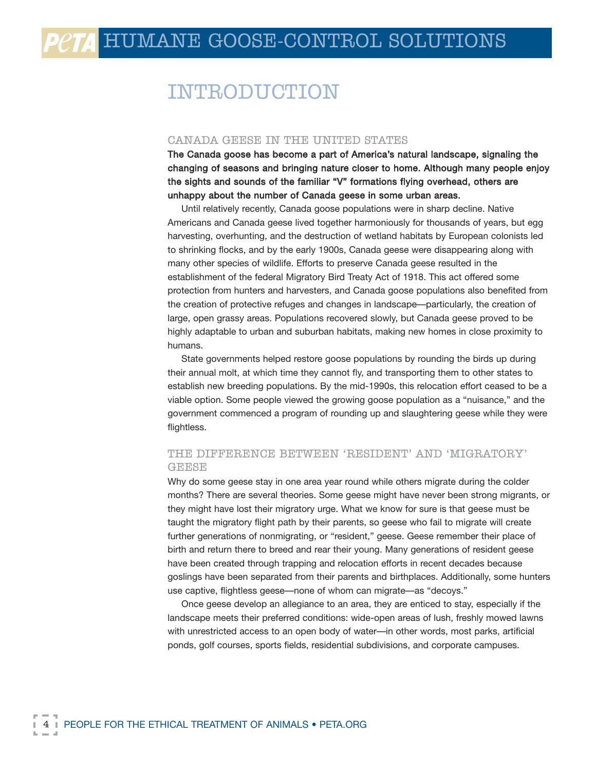# INTRODUCTION

## CANADA GEESE IN THE UNITED STATES

**The Canada goose has become a part of America's natural landscape, signaling the changing of seasons and bringing nature closer to home. Although many people enjoy the sights and sounds of the familiar "V" formations flying overhead, others are unhappy about the number of Canada geese in some urban areas.**

Until relatively recently, Canada goose populations were in sharp decline. Native Americans and Canada geese lived together harmoniously for thousands of years, but egg harvesting, overhunting, and the destruction of wetland habitats by European colonists led to shrinking flocks, and by the early 1900s, Canada geese were disappearing along with many other species of wildlife. Efforts to preserve Canada geese resulted in the establishment of the federal Migratory Bird Treaty Act of 1918. This act offered some protection from hunters and harvesters, and Canada goose populations also benefited from the creation of protective refuges and changes in landscape—particularly, the creation of large, open grassy areas. Populations recovered slowly, but Canada geese proved to be highly adaptable to urban and suburban habitats, making new homes in close proximity to humans.

State governments helped restore goose populations by rounding the birds up during their annual molt, at which time they cannot fly, and transporting them to other states to establish new breeding populations. By the mid-1990s, this relocation effort ceased to be a viable option. Some people viewed the growing goose population as a "nuisance," and the government commenced a program of rounding up and slaughtering geese while they were flightless.

## THE DIFFERENCE BETWEEN 'RESIDENT' AND 'MIGRATORY' GEESE

Why do some geese stay in one area year round while others migrate during the colder months? There are several theories. Some geese might have never been strong migrants, or they might have lost their migratory urge. What we know for sure is that geese must be taught the migratory flight path by their parents, so geese who fail to migrate will create further generations of nonmigrating, or "resident," geese. Geese remember their place of birth and return there to breed and rear their young. Many generations of resident geese have been created through trapping and relocation efforts in recent decades because goslings have been separated from their parents and birthplaces. Additionally, some hunters use captive, flightless geese—none of whom can migrate—as "decoys."

Once geese develop an allegiance to an area, they are enticed to stay, especially if the landscape meets their preferred conditions: wide-open areas of lush, freshly mowed lawns with unrestricted access to an open body of water—in other words, most parks, artificial ponds, golf courses, sports fields, residential subdivisions, and corporate campuses.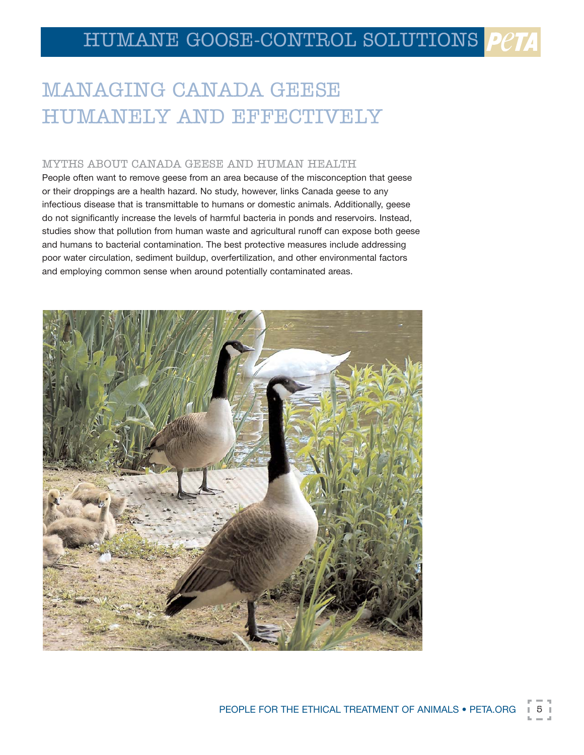# MANAGING CANADA GEESE HUMANELY AND EFFECTIVELY

## MYTHS ABOUT CANADA GEESE AND HUMAN HEALTH

People often want to remove geese from an area because of the misconception that geese or their droppings are a health hazard. No study, however, links Canada geese to any infectious disease that is transmittable to humans or domestic animals. Additionally, geese do not significantly increase the levels of harmful bacteria in ponds and reservoirs. Instead, studies show that pollution from human waste and agricultural runoff can expose both geese and humans to bacterial contamination. The best protective measures include addressing poor water circulation, sediment buildup, overfertilization, and other environmental factors and employing common sense when around potentially contaminated areas.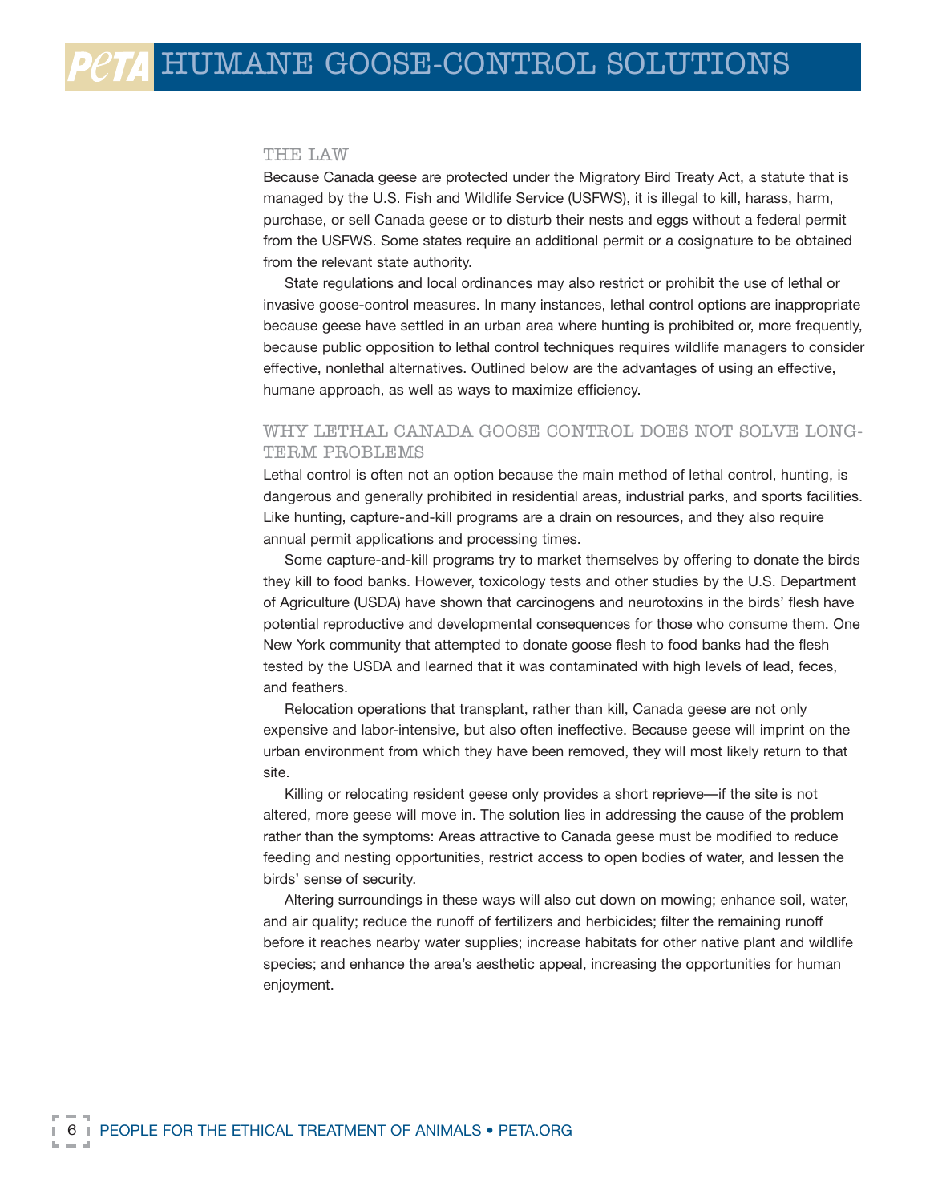## THE LAW

Because Canada geese are protected under the Migratory Bird Treaty Act, a statute that is managed by the U.S. Fish and Wildlife Service (USFWS), it is illegal to kill, harass, harm, purchase, or sell Canada geese or to disturb their nests and eggs without a federal permit from the USFWS. Some states require an additional permit or a cosignature to be obtained from the relevant state authority.

State regulations and local ordinances may also restrict or prohibit the use of lethal or invasive goose-control measures. In many instances, lethal control options are inappropriate because geese have settled in an urban area where hunting is prohibited or, more frequently, because public opposition to lethal control techniques requires wildlife managers to consider effective, nonlethal alternatives. Outlined below are the advantages of using an effective, humane approach, as well as ways to maximize efficiency.

## WHY LETHAL CANADA GOOSE CONTROL DOES NOT SOLVE LONG-TERM PROBLEMS

Lethal control is often not an option because the main method of lethal control, hunting, is dangerous and generally prohibited in residential areas, industrial parks, and sports facilities. Like hunting, capture-and-kill programs are a drain on resources, and they also require annual permit applications and processing times.

Some capture-and-kill programs try to market themselves by offering to donate the birds they kill to food banks. However, toxicology tests and other studies by the U.S. Department of Agriculture (USDA) have shown that carcinogens and neurotoxins in the birds' flesh have potential reproductive and developmental consequences for those who consume them. One New York community that attempted to donate goose flesh to food banks had the flesh tested by the USDA and learned that it was contaminated with high levels of lead, feces, and feathers.

Relocation operations that transplant, rather than kill, Canada geese are not only expensive and labor-intensive, but also often ineffective. Because geese will imprint on the urban environment from which they have been removed, they will most likely return to that site.

Killing or relocating resident geese only provides a short reprieve—if the site is not altered, more geese will move in. The solution lies in addressing the cause of the problem rather than the symptoms: Areas attractive to Canada geese must be modified to reduce feeding and nesting opportunities, restrict access to open bodies of water, and lessen the birds' sense of security.

Altering surroundings in these ways will also cut down on mowing; enhance soil, water, and air quality; reduce the runoff of fertilizers and herbicides; filter the remaining runoff before it reaches nearby water supplies; increase habitats for other native plant and wildlife species; and enhance the area's aesthetic appeal, increasing the opportunities for human enjoyment.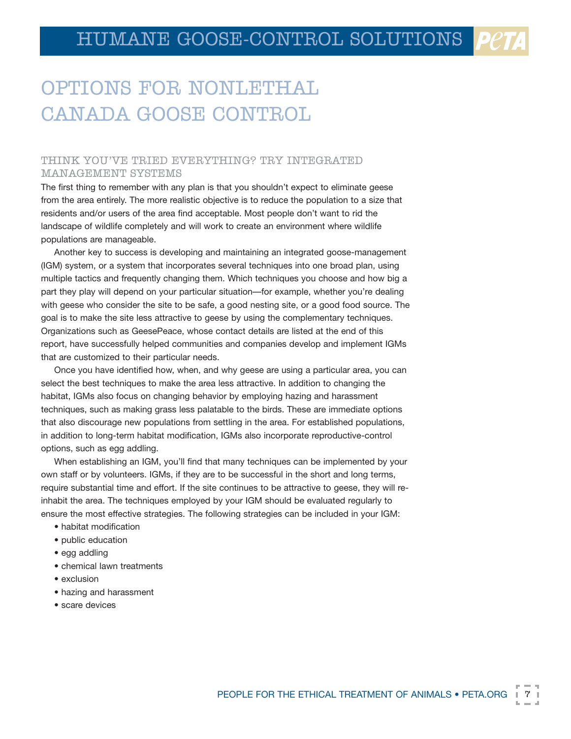# OPTIONS FOR NONLETHAL CANADA GOOSE CONTROL

## THINK YOU'VE TRIED EVERYTHING? TRY INTEGRATED MANAGEMENT SYSTEMS

The first thing to remember with any plan is that you shouldn't expect to eliminate geese from the area entirely. The more realistic objective is to reduce the population to a size that residents and/or users of the area find acceptable. Most people don't want to rid the landscape of wildlife completely and will work to create an environment where wildlife populations are manageable.

Another key to success is developing and maintaining an integrated goose-management (IGM) system, or a system that incorporates several techniques into one broad plan, using multiple tactics and frequently changing them. Which techniques you choose and how big a part they play will depend on your particular situation—for example, whether you're dealing with geese who consider the site to be safe, a good nesting site, or a good food source. The goal is to make the site less attractive to geese by using the complementary techniques. Organizations such as GeesePeace, whose contact details are listed at the end of this report, have successfully helped communities and companies develop and implement IGMs that are customized to their particular needs.

Once you have identified how, when, and why geese are using a particular area, you can select the best techniques to make the area less attractive. In addition to changing the habitat, IGMs also focus on changing behavior by employing hazing and harassment techniques, such as making grass less palatable to the birds. These are immediate options that also discourage new populations from settling in the area. For established populations, in addition to long-term habitat modification, IGMs also incorporate reproductive-control options, such as egg addling.

When establishing an IGM, you'll find that many techniques can be implemented by your own staff or by volunteers. IGMs, if they are to be successful in the short and long terms, require substantial time and effort. If the site continues to be attractive to geese, they will re-inhabit the area. The techniques employed by your IGM should be evaluated regularly to ensure the most effective strategies. The following strategies can be included in your IGM:

- habitat modification
- public education
- egg addling
- chemical lawn treatments
- exclusion
- hazing and harassment
- scare devices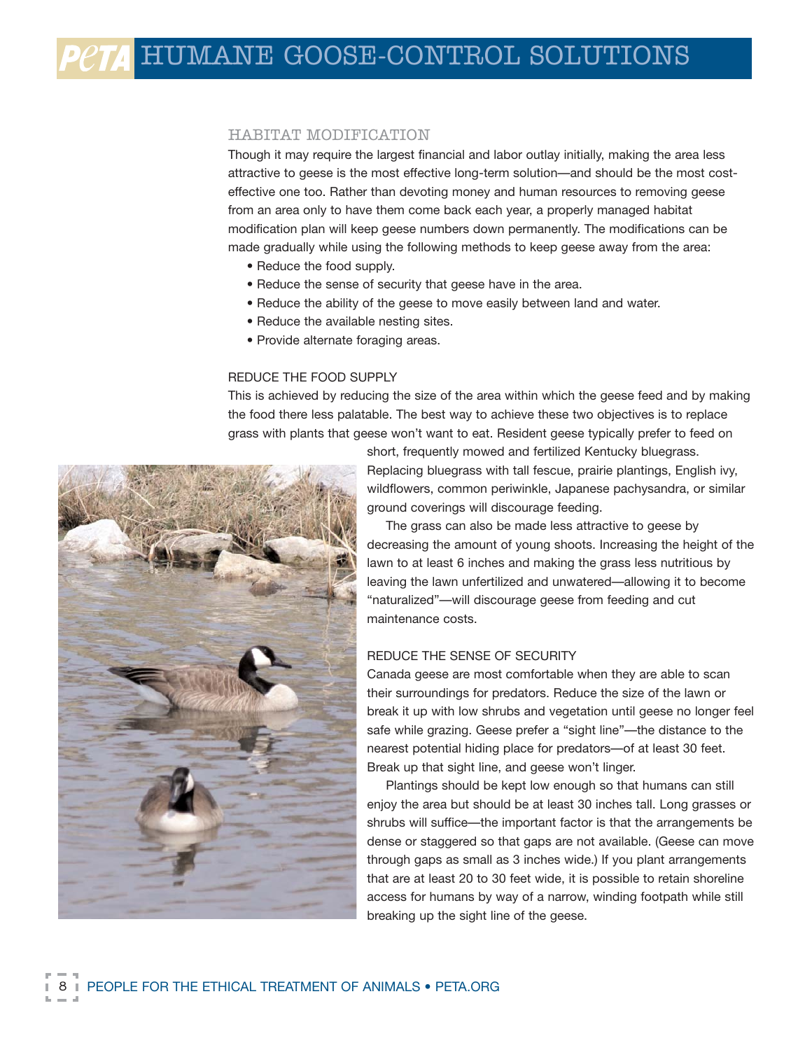# HUMANE GOOSE-CONTROL SOLUTIONS

## HABITAT MODIFICATION

Though it may require the largest financial and labor outlay initially, making the area less attractive to geese is the most effective long-term solution—and should be the most cost-effective one too. Rather than devoting money and human resources to removing geese from an area only to have them come back each year, a properly managed habitat modification plan will keep geese numbers down permanently. The modifications can be made gradually while using the following methods to keep geese away from the area:

- Reduce the food supply.
- Reduce the sense of security that geese have in the area.
- Reduce the ability of the geese to move easily between land and water.
- Reduce the available nesting sites.
- Provide alternate foraging areas.

### REDUCE THE FOOD SUPPLY

This is achieved by reducing the size of the area within which the geese feed and by making the food there less palatable. The best way to achieve these two objectives is to replace grass with plants that geese won't want to eat. Resident geese typically prefer to feed on short, frequently mowed and fertilized Kentucky bluegrass. Replacing bluegrass with tall fescue, prairie plantings, English ivy, wildflowers, common periwinkle, Japanese pachysandra, or similar ground coverings will discourage feeding.

The grass can also be made less attractive to geese by decreasing the amount of young shoots. Increasing the height of the lawn to at least 6 inches and making the grass less nutritious by leaving the lawn unfertilized and unwatered—allowing it to become "naturalized"—will discourage geese from feeding and cut maintenance costs.

### REDUCE THE SENSE OF SECURITY

Canada geese are most comfortable when they are able to scan their surroundings for predators. Reduce the size of the lawn or break it up with low shrubs and vegetation until geese no longer feel safe while grazing. Geese prefer a "sight line"—the distance to the nearest potential hiding place for predators—of at least 30 feet. Break up that sight line, and geese won't linger.

Plantings should be kept low enough so that humans can still enjoy the area but should be at least 30 inches tall. Long grasses or shrubs will suffice—the important factor is that the arrangements be dense or staggered so that gaps are not available. (Geese can move through gaps as small as 3 inches wide.) If you plant arrangements that are at least 20 to 30 feet wide, it is possible to retain shoreline access for humans by way of a narrow, winding footpath while still breaking up the sight line of the geese.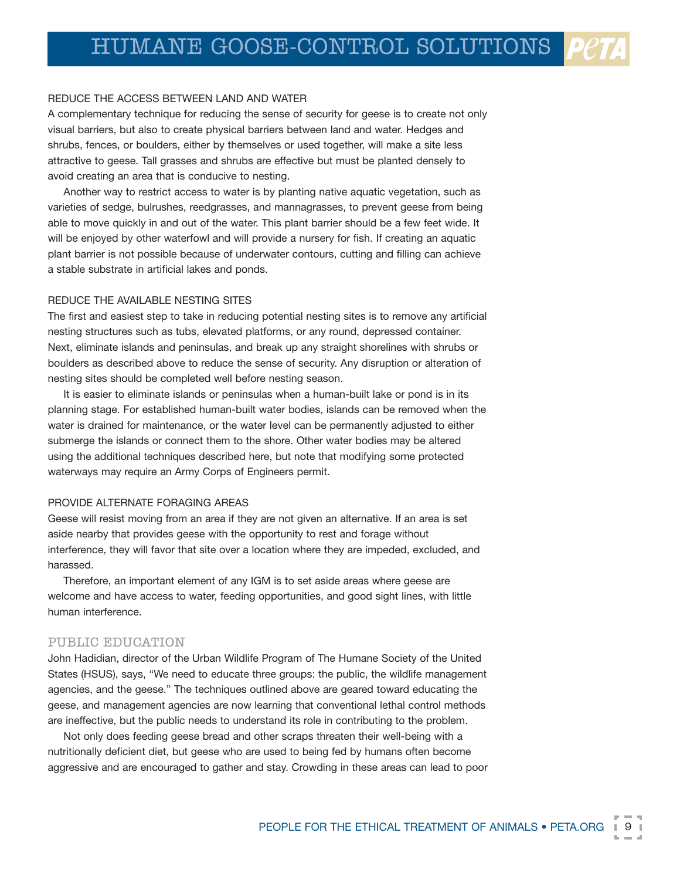### REDUCE THE ACCESS BETWEEN LAND AND WATER

A complementary technique for reducing the sense of security for geese is to create not only visual barriers, but also to create physical barriers between land and water. Hedges and shrubs, fences, or boulders, either by themselves or used together, will make a site less attractive to geese. Tall grasses and shrubs are effective but must be planted densely to avoid creating an area that is conducive to nesting.

Another way to restrict access to water is by planting native aquatic vegetation, such as varieties of sedge, bulrushes, reedgrasses, and mannagrasses, to prevent geese from being able to move quickly in and out of the water. This plant barrier should be a few feet wide. It will be enjoyed by other waterfowl and will provide a nursery for fish. If creating an aquatic plant barrier is not possible because of underwater contours, cutting and filling can achieve a stable substrate in artificial lakes and ponds.

### REDUCE THE AVAILABLE NESTING SITES

The first and easiest step to take in reducing potential nesting sites is to remove any artificial nesting structures such as tubs, elevated platforms, or any round, depressed container. Next, eliminate islands and peninsulas, and break up any straight shorelines with shrubs or boulders as described above to reduce the sense of security. Any disruption or alteration of nesting sites should be completed well before nesting season.

It is easier to eliminate islands or peninsulas when a human-built lake or pond is in its planning stage. For established human-built water bodies, islands can be removed when the water is drained for maintenance, or the water level can be permanently adjusted to either submerge the islands or connect them to the shore. Other water bodies may be altered using the additional techniques described here, but note that modifying some protected waterways may require an Army Corps of Engineers permit.

### PROVIDE ALTERNATE FORAGING AREAS

Geese will resist moving from an area if they are not given an alternative. If an area is set aside nearby that provides geese with the opportunity to rest and forage without interference, they will favor that site over a location where they are impeded, excluded, and harassed.

Therefore, an important element of any IGM is to set aside areas where geese are welcome and have access to water, feeding opportunities, and good sight lines, with little human interference.

## PUBLIC EDUCATION

John Hadidian, director of the Urban Wildlife Program of The Humane Society of the United States (HSUS), says, "We need to educate three groups: the public, the wildlife management agencies, and the geese." The techniques outlined above are geared toward educating the geese, and management agencies are now learning that conventional lethal control methods are ineffective, but the public needs to understand its role in contributing to the problem.

Not only does feeding geese bread and other scraps threaten their well-being with a nutritionally deficient diet, but geese who are used to being fed by humans often become aggressive and are encouraged to gather and stay. Crowding in these areas can lead to poor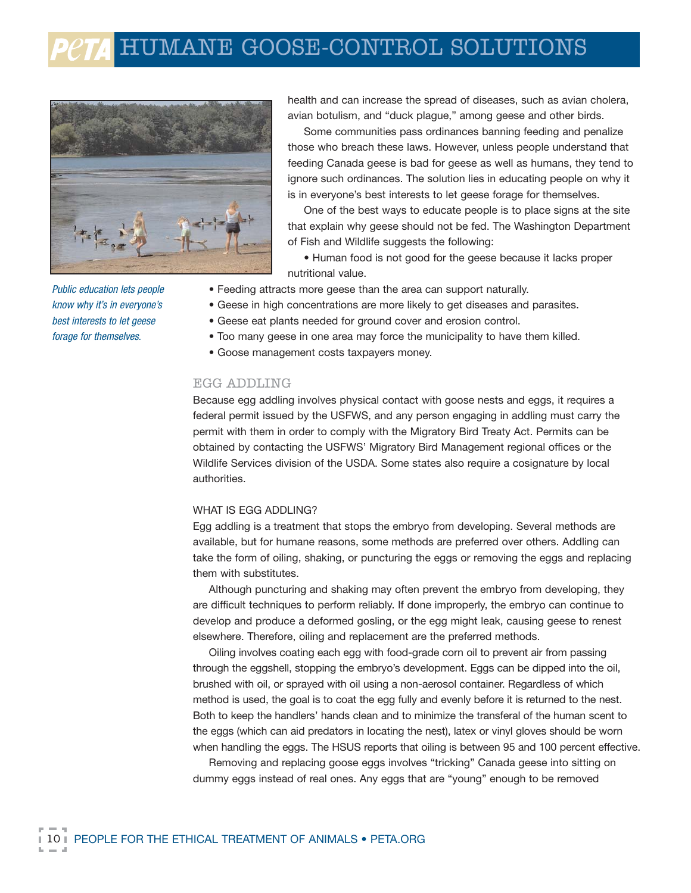health and can increase the spread of diseases, such as avian cholera, avian botulism, and "duck plague," among geese and other birds.

Some communities pass ordinances banning feeding and penalize those who breach these laws. However, unless people understand that feeding Canada geese is bad for geese as well as humans, they tend to ignore such ordinances. The solution lies in educating people on why it is in everyone's best interests to let geese forage for themselves.

One of the best ways to educate people is to place signs at the site that explain why geese should not be fed. The Washington Department of Fish and Wildlife suggests the following:

- Human food is not good for the geese because it lacks proper nutritional value.
- Feeding attracts more geese than the area can support naturally.
- Geese in high concentrations are more likely to get diseases and parasites.
- Geese eat plants needed for ground cover and erosion control.
- Too many geese in one area may force the municipality to have them killed.
- Goose management costs taxpayers money.

*Public education lets people know why it's in everyone's best interests to let geese forage for themselves.*

## EGG ADDLING

Because egg addling involves physical contact with goose nests and eggs, it requires a federal permit issued by the USFWS, and any person engaging in addling must carry the permit with them in order to comply with the Migratory Bird Treaty Act. Permits can be obtained by contacting the USFWS' Migratory Bird Management regional offices or the Wildlife Services division of the USDA. Some states also require a cosignature by local authorities.

### WHAT IS EGG ADDLING?

Egg addling is a treatment that stops the embryo from developing. Several methods are available, but for humane reasons, some methods are preferred over others. Addling can take the form of oiling, shaking, or puncturing the eggs or removing the eggs and replacing them with substitutes.

Although puncturing and shaking may often prevent the embryo from developing, they are difficult techniques to perform reliably. If done improperly, the embryo can continue to develop and produce a deformed gosling, or the egg might leak, causing geese to renest elsewhere. Therefore, oiling and replacement are the preferred methods.

Oiling involves coating each egg with food-grade corn oil to prevent air from passing through the eggshell, stopping the embryo's development. Eggs can be dipped into the oil, brushed with oil, or sprayed with oil using a non-aerosol container. Regardless of which method is used, the goal is to coat the egg fully and evenly before it is returned to the nest. Both to keep the handlers' hands clean and to minimize the transferal of the human scent to the eggs (which can aid predators in locating the nest), latex or vinyl gloves should be worn when handling the eggs. The HSUS reports that oiling is between 95 and 100 percent effective.

Removing and replacing goose eggs involves "tricking" Canada geese into sitting on dummy eggs instead of real ones. Any eggs that are "young" enough to be removed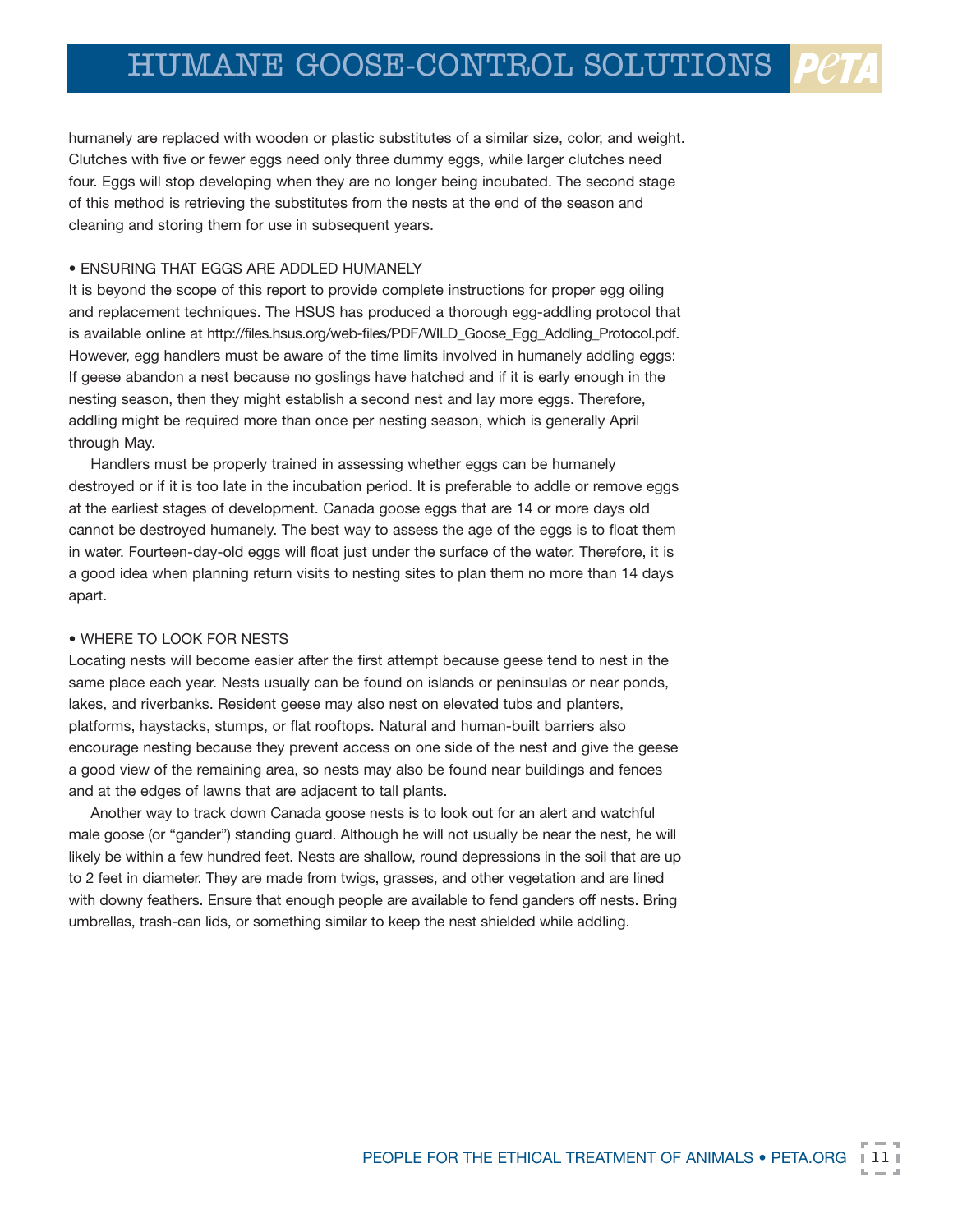humanely are replaced with wooden or plastic substitutes of a similar size, color, and weight. Clutches with five or fewer eggs need only three dummy eggs, while larger clutches need four. Eggs will stop developing when they are no longer being incubated. The second stage of this method is retrieving the substitutes from the nests at the end of the season and cleaning and storing them for use in subsequent years.

• ENSURING THAT EGGS ARE ADDLED HUMANELY

It is beyond the scope of this report to provide complete instructions for proper egg oiling and replacement techniques. The HSUS has produced a thorough egg-addling protocol that is available online at http://files.hsus.org/web-files/PDF/WILD_Goose_Egg_Addling_Protocol.pdf. However, egg handlers must be aware of the time limits involved in humanely addling eggs: If geese abandon a nest because no goslings have hatched and if it is early enough in the nesting season, then they might establish a second nest and lay more eggs. Therefore, addling might be required more than once per nesting season, which is generally April through May.

Handlers must be properly trained in assessing whether eggs can be humanely destroyed or if it is too late in the incubation period. It is preferable to addle or remove eggs at the earliest stages of development. Canada goose eggs that are 14 or more days old cannot be destroyed humanely. The best way to assess the age of the eggs is to float them in water. Fourteen-day-old eggs will float just under the surface of the water. Therefore, it is a good idea when planning return visits to nesting sites to plan them no more than 14 days apart.

• WHERE TO LOOK FOR NESTS

Locating nests will become easier after the first attempt because geese tend to nest in the same place each year. Nests usually can be found on islands or peninsulas or near ponds, lakes, and riverbanks. Resident geese may also nest on elevated tubs and planters, platforms, haystacks, stumps, or flat rooftops. Natural and human-built barriers also encourage nesting because they prevent access on one side of the nest and give the geese a good view of the remaining area, so nests may also be found near buildings and fences and at the edges of lawns that are adjacent to tall plants.

Another way to track down Canada goose nests is to look out for an alert and watchful male goose (or "gander") standing guard. Although he will not usually be near the nest, he will likely be within a few hundred feet. Nests are shallow, round depressions in the soil that are up to 2 feet in diameter. They are made from twigs, grasses, and other vegetation and are lined with downy feathers. Ensure that enough people are available to fend ganders off nests. Bring umbrellas, trash-can lids, or something similar to keep the nest shielded while addling.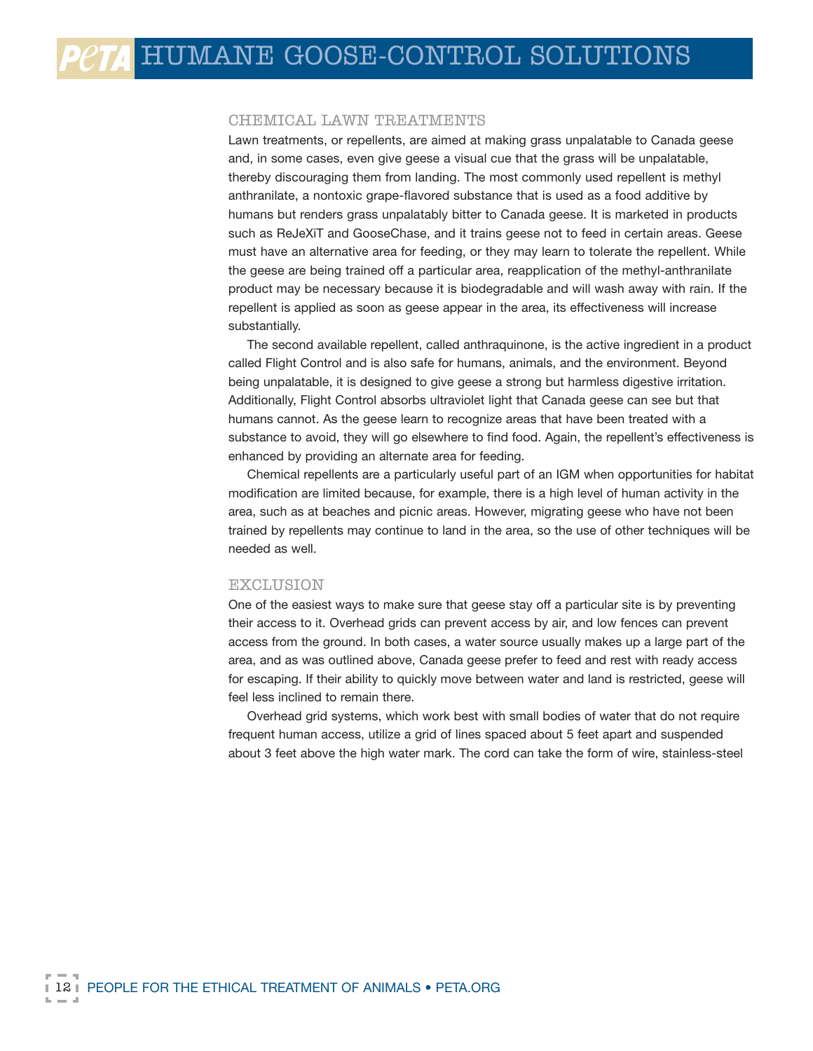### CHEMICAL LAWN TREATMENTS

Lawn treatments, or repellents, are aimed at making grass unpalatable to Canada geese and, in some cases, even give geese a visual cue that the grass will be unpalatable, thereby discouraging them from landing. The most commonly used repellent is methyl anthranilate, a nontoxic grape-flavored substance that is used as a food additive by humans but renders grass unpalatably bitter to Canada geese. It is marketed in products such as ReJeXiT and GooseChase, and it trains geese not to feed in certain areas. Geese must have an alternative area for feeding, or they may learn to tolerate the repellent. While the geese are being trained off a particular area, reapplication of the methyl-anthranilate product may be necessary because it is biodegradable and will wash away with rain. If the repellent is applied as soon as geese appear in the area, its effectiveness will increase substantially.

The second available repellent, called anthraquinone, is the active ingredient in a product called Flight Control and is also safe for humans, animals, and the environment. Beyond being unpalatable, it is designed to give geese a strong but harmless digestive irritation. Additionally, Flight Control absorbs ultraviolet light that Canada geese can see but that humans cannot. As the geese learn to recognize areas that have been treated with a substance to avoid, they will go elsewhere to find food. Again, the repellent's effectiveness is enhanced by providing an alternate area for feeding.

Chemical repellents are a particularly useful part of an IGM when opportunities for habitat modification are limited because, for example, there is a high level of human activity in the area, such as at beaches and picnic areas. However, migrating geese who have not been trained by repellents may continue to land in the area, so the use of other techniques will be needed as well.

### EXCLUSION

One of the easiest ways to make sure that geese stay off a particular site is by preventing their access to it. Overhead grids can prevent access by air, and low fences can prevent access from the ground. In both cases, a water source usually makes up a large part of the area, and as was outlined above, Canada geese prefer to feed and rest with ready access for escaping. If their ability to quickly move between water and land is restricted, geese will feel less inclined to remain there.

Overhead grid systems, which work best with small bodies of water that do not require frequent human access, utilize a grid of lines spaced about 5 feet apart and suspended about 3 feet above the high water mark. The cord can take the form of wire, stainless-steel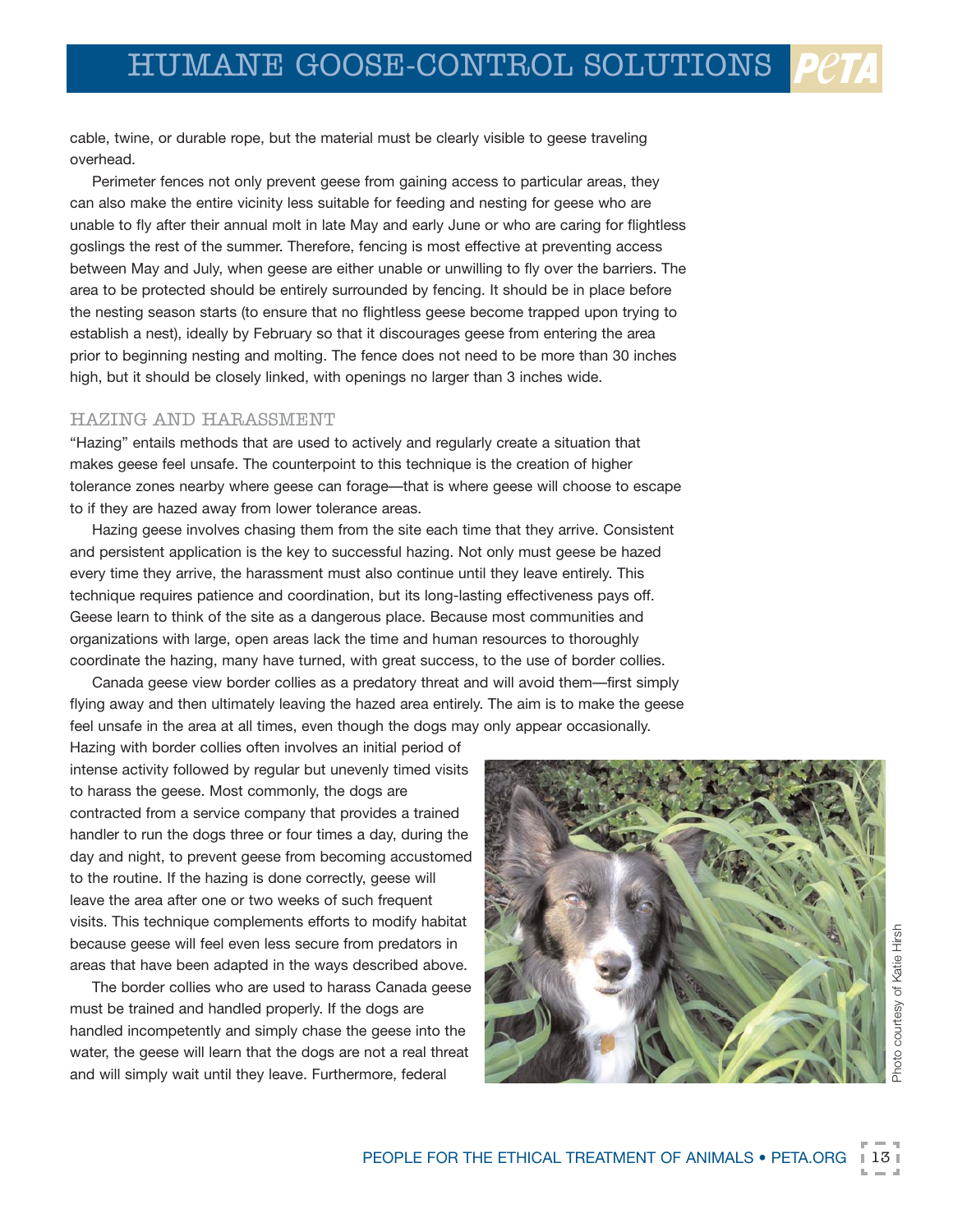cable, twine, or durable rope, but the material must be clearly visible to geese traveling overhead.

Perimeter fences not only prevent geese from gaining access to particular areas, they can also make the entire vicinity less suitable for feeding and nesting for geese who are unable to fly after their annual molt in late May and early June or who are caring for flightless goslings the rest of the summer. Therefore, fencing is most effective at preventing access between May and July, when geese are either unable or unwilling to fly over the barriers. The area to be protected should be entirely surrounded by fencing. It should be in place before the nesting season starts (to ensure that no flightless geese become trapped upon trying to establish a nest), ideally by February so that it discourages geese from entering the area prior to beginning nesting and molting. The fence does not need to be more than 30 inches high, but it should be closely linked, with openings no larger than 3 inches wide.

### HAZING AND HARASSMENT

"Hazing" entails methods that are used to actively and regularly create a situation that makes geese feel unsafe. The counterpoint to this technique is the creation of higher tolerance zones nearby where geese can forage—that is where geese will choose to escape to if they are hazed away from lower tolerance areas.

Hazing geese involves chasing them from the site each time that they arrive. Consistent and persistent application is the key to successful hazing. Not only must geese be hazed every time they arrive, the harassment must also continue until they leave entirely. This technique requires patience and coordination, but its long-lasting effectiveness pays off. Geese learn to think of the site as a dangerous place. Because most communities and organizations with large, open areas lack the time and human resources to thoroughly coordinate the hazing, many have turned, with great success, to the use of border collies.

Canada geese view border collies as a predatory threat and will avoid them—first simply flying away and then ultimately leaving the hazed area entirely. The aim is to make the geese feel unsafe in the area at all times, even though the dogs may only appear occasionally. Hazing with border collies often involves an initial period of intense activity followed by regular but unevenly timed visits to harass the geese. Most commonly, the dogs are contracted from a service company that provides a trained handler to run the dogs three or four times a day, during the day and night, to prevent geese from becoming accustomed to the routine. If the hazing is done correctly, geese will leave the area after one or two weeks of such frequent visits. This technique complements efforts to modify habitat because geese will feel even less secure from predators in areas that have been adapted in the ways described above.

The border collies who are used to harass Canada geese must be trained and handled properly. If the dogs are handled incompetently and simply chase the geese into the water, the geese will learn that the dogs are not a real threat and will simply wait until they leave. Furthermore, federal

Photo courtesy of Katie Hirsh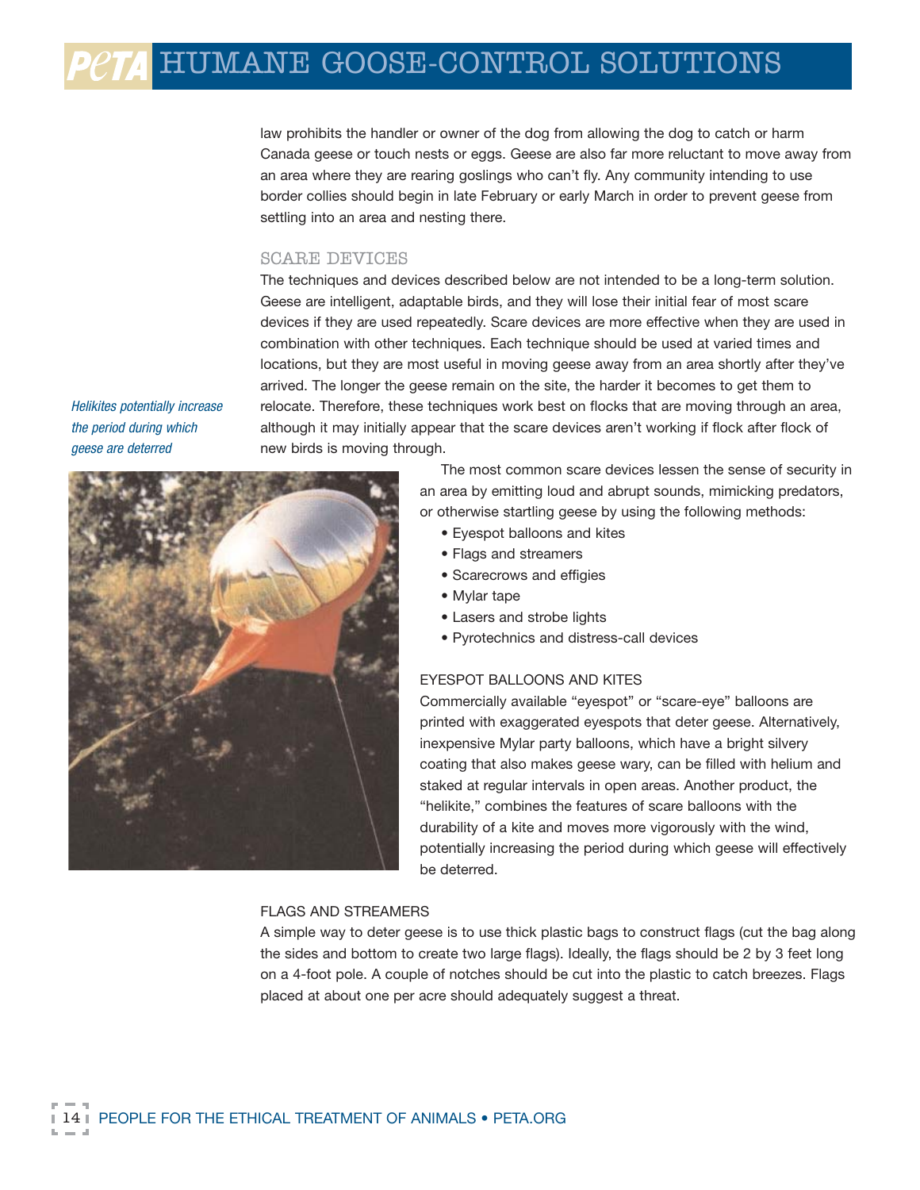law prohibits the handler or owner of the dog from allowing the dog to catch or harm Canada geese or touch nests or eggs. Geese are also far more reluctant to move away from an area where they are rearing goslings who can't fly. Any community intending to use border collies should begin in late February or early March in order to prevent geese from settling into an area and nesting there.

## SCARE DEVICES

The techniques and devices described below are not intended to be a long-term solution. Geese are intelligent, adaptable birds, and they will lose their initial fear of most scare devices if they are used repeatedly. Scare devices are more effective when they are used in combination with other techniques. Each technique should be used at varied times and locations, but they are most useful in moving geese away from an area shortly after they've arrived. The longer the geese remain on the site, the harder it becomes to get them to relocate. Therefore, these techniques work best on flocks that are moving through an area, although it may initially appear that the scare devices aren't working if flock after flock of new birds is moving through.

*Helikites potentially increase the period during which geese are deterred*

The most common scare devices lessen the sense of security in an area by emitting loud and abrupt sounds, mimicking predators, or otherwise startling geese by using the following methods:

- Eyespot balloons and kites
- Flags and streamers
- Scarecrows and effigies
- Mylar tape
- Lasers and strobe lights
- Pyrotechnics and distress-call devices

### EYESPOT BALLOONS AND KITES

Commercially available "eyespot" or "scare-eye" balloons are printed with exaggerated eyespots that deter geese. Alternatively, inexpensive Mylar party balloons, which have a bright silvery coating that also makes geese wary, can be filled with helium and staked at regular intervals in open areas. Another product, the "helikite," combines the features of scare balloons with the durability of a kite and moves more vigorously with the wind, potentially increasing the period during which geese will effectively be deterred.

### FLAGS AND STREAMERS

A simple way to deter geese is to use thick plastic bags to construct flags (cut the bag along the sides and bottom to create two large flags). Ideally, the flags should be 2 by 3 feet long on a 4-foot pole. A couple of notches should be cut into the plastic to catch breezes. Flags placed at about one per acre should adequately suggest a threat.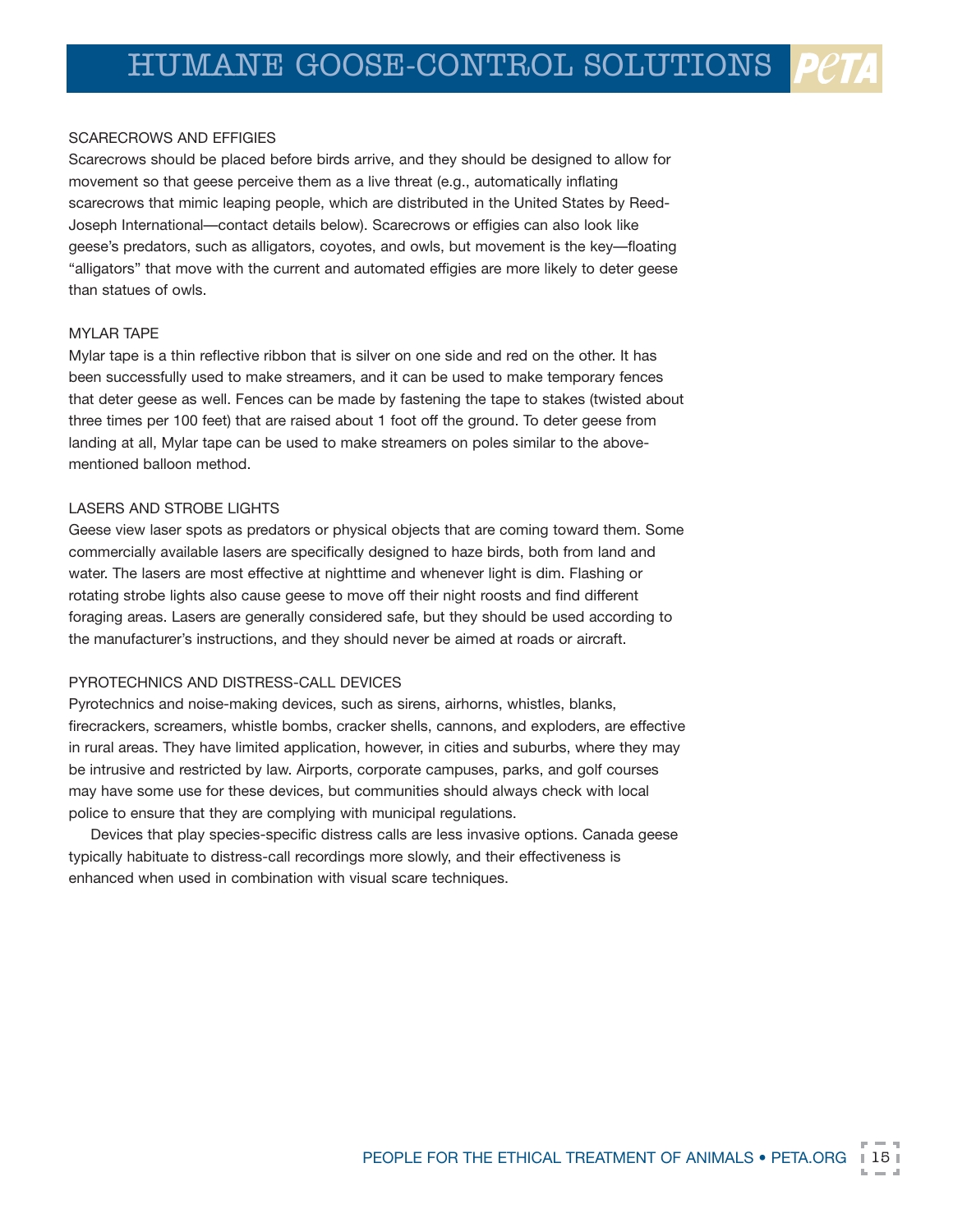### SCARECROWS AND EFFIGIES

Scarecrows should be placed before birds arrive, and they should be designed to allow for movement so that geese perceive them as a live threat (e.g., automatically inflating scarecrows that mimic leaping people, which are distributed in the United States by Reed-Joseph International—contact details below). Scarecrows or effigies can also look like geese's predators, such as alligators, coyotes, and owls, but movement is the key—floating "alligators" that move with the current and automated effigies are more likely to deter geese than statues of owls.

### MYLAR TAPE

Mylar tape is a thin reflective ribbon that is silver on one side and red on the other. It has been successfully used to make streamers, and it can be used to make temporary fences that deter geese as well. Fences can be made by fastening the tape to stakes (twisted about three times per 100 feet) that are raised about 1 foot off the ground. To deter geese from landing at all, Mylar tape can be used to make streamers on poles similar to the above-mentioned balloon method.

### LASERS AND STROBE LIGHTS

Geese view laser spots as predators or physical objects that are coming toward them. Some commercially available lasers are specifically designed to haze birds, both from land and water. The lasers are most effective at nighttime and whenever light is dim. Flashing or rotating strobe lights also cause geese to move off their night roosts and find different foraging areas. Lasers are generally considered safe, but they should be used according to the manufacturer's instructions, and they should never be aimed at roads or aircraft.

### PYROTECHNICS AND DISTRESS-CALL DEVICES

Pyrotechnics and noise-making devices, such as sirens, airhorns, whistles, blanks, firecrackers, screamers, whistle bombs, cracker shells, cannons, and exploders, are effective in rural areas. They have limited application, however, in cities and suburbs, where they may be intrusive and restricted by law. Airports, corporate campuses, parks, and golf courses may have some use for these devices, but communities should always check with local police to ensure that they are complying with municipal regulations.

Devices that play species-specific distress calls are less invasive options. Canada geese typically habituate to distress-call recordings more slowly, and their effectiveness is enhanced when used in combination with visual scare techniques.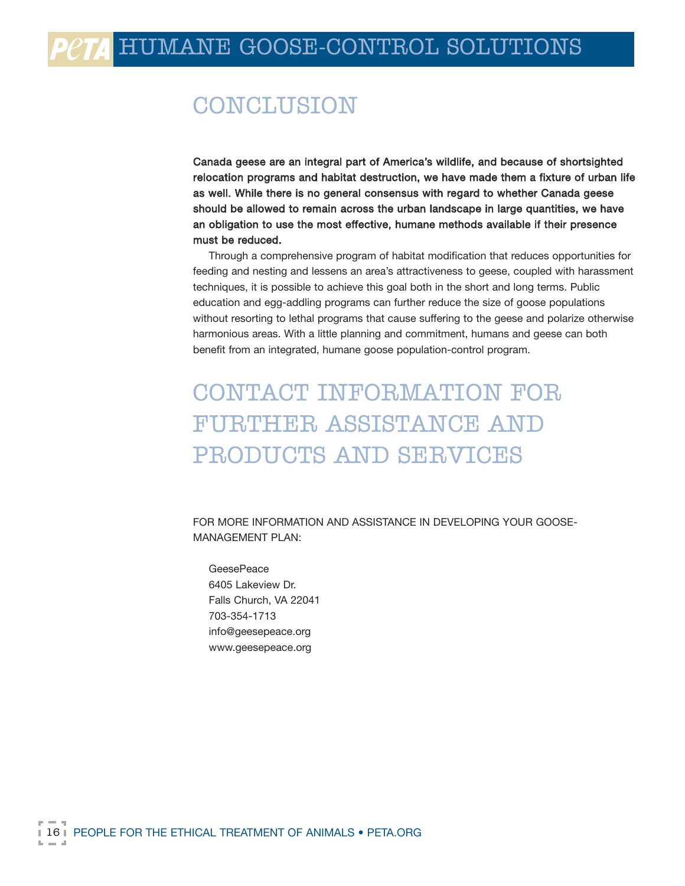## CONCLUSION

**Canada geese are an integral part of America's wildlife, and because of shortsighted relocation programs and habitat destruction, we have made them a fixture of urban life as well. While there is no general consensus with regard to whether Canada geese should be allowed to remain across the urban landscape in large quantities, we have an obligation to use the most effective, humane methods available if their presence must be reduced.**

Through a comprehensive program of habitat modification that reduces opportunities for feeding and nesting and lessens an area's attractiveness to geese, coupled with harassment techniques, it is possible to achieve this goal both in the short and long terms. Public education and egg-addling programs can further reduce the size of goose populations without resorting to lethal programs that cause suffering to the geese and polarize otherwise harmonious areas. With a little planning and commitment, humans and geese can both benefit from an integrated, humane goose population-control program.

## CONTACT INFORMATION FOR FURTHER ASSISTANCE AND PRODUCTS AND SERVICES

FOR MORE INFORMATION AND ASSISTANCE IN DEVELOPING YOUR GOOSE-MANAGEMENT PLAN:

GeesePeace
6405 Lakeview Dr.
Falls Church, VA 22041
703-354-1713
info@geesepeace.org
www.geesepeace.org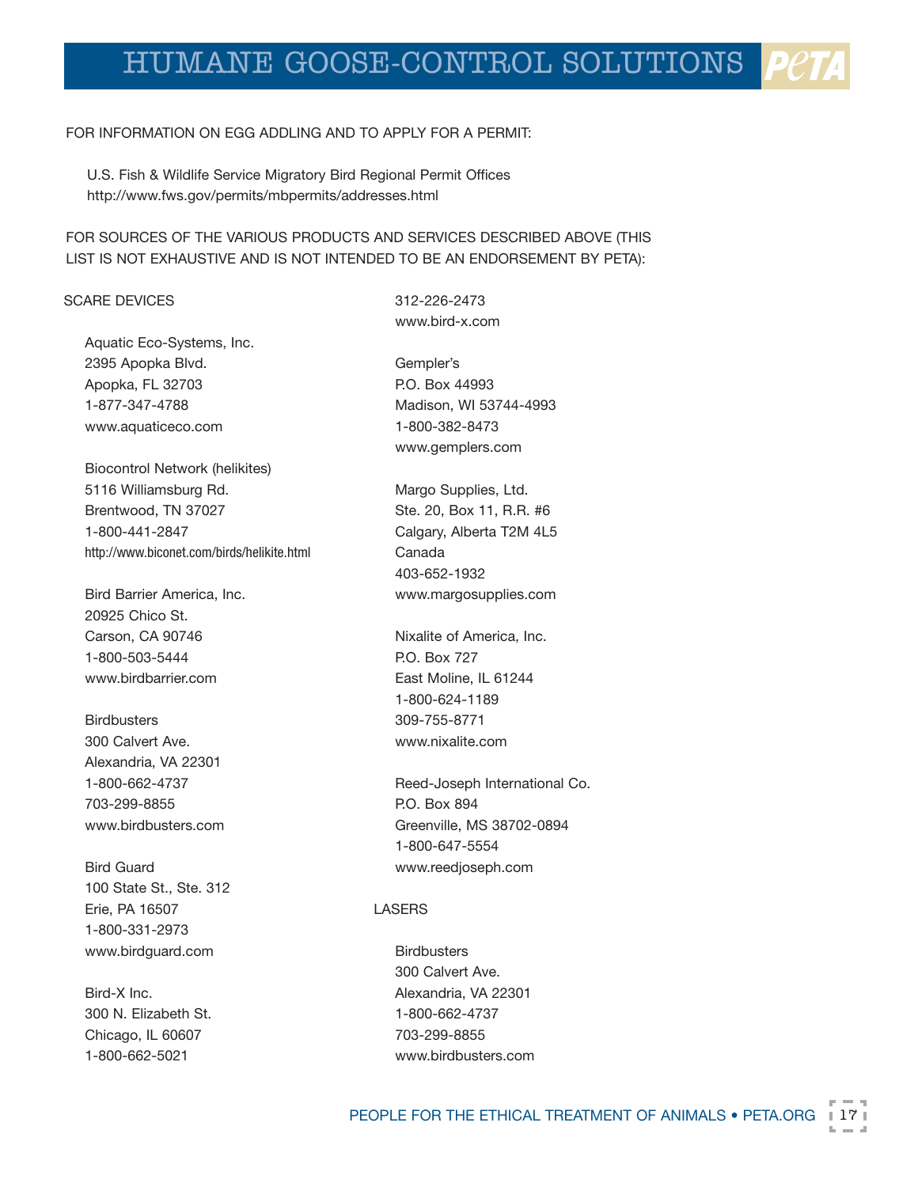# HUMANE GOOSE-CONTROL SOLUTIONS

FOR INFORMATION ON EGG ADDLING AND TO APPLY FOR A PERMIT:

U.S. Fish & Wildlife Service Migratory Bird Regional Permit Offices
http://www.fws.gov/permits/mbpermits/addresses.html

FOR SOURCES OF THE VARIOUS PRODUCTS AND SERVICES DESCRIBED ABOVE (THIS LIST IS NOT EXHAUSTIVE AND IS NOT INTENDED TO BE AN ENDORSEMENT BY PETA):

SCARE DEVICES

Aquatic Eco-Systems, Inc.
2395 Apopka Blvd.
Apopka, FL 32703
1-877-347-4788
www.aquaticeco.com

Biocontrol Network (helikites)
5116 Williamsburg Rd.
Brentwood, TN 37027
1-800-441-2847
http://www.biconet.com/birds/helikite.html

Bird Barrier America, Inc.
20925 Chico St.
Carson, CA 90746
1-800-503-5444
www.birdbarrier.com

Birdbusters
300 Calvert Ave.
Alexandria, VA 22301
1-800-662-4737
703-299-8855
www.birdbusters.com

Bird Guard
100 State St., Ste. 312
Erie, PA 16507
1-800-331-2973
www.birdguard.com

Bird-X Inc.
300 N. Elizabeth St.
Chicago, IL 60607
1-800-662-5021
312-226-2473
www.bird-x.com

Gempler's
P.O. Box 44993
Madison, WI 53744-4993
1-800-382-8473
www.gemplers.com

Margo Supplies, Ltd.
Ste. 20, Box 11, R.R. #6
Calgary, Alberta T2M 4L5
Canada
403-652-1932
www.margosupplies.com

Nixalite of America, Inc.
P.O. Box 727
East Moline, IL 61244
1-800-624-1189
309-755-8771
www.nixalite.com

Reed-Joseph International Co.
P.O. Box 894
Greenville, MS 38702-0894
1-800-647-5554
www.reedjoseph.com

LASERS

Birdbusters
300 Calvert Ave.
Alexandria, VA 22301
1-800-662-4737
703-299-8855
www.birdbusters.com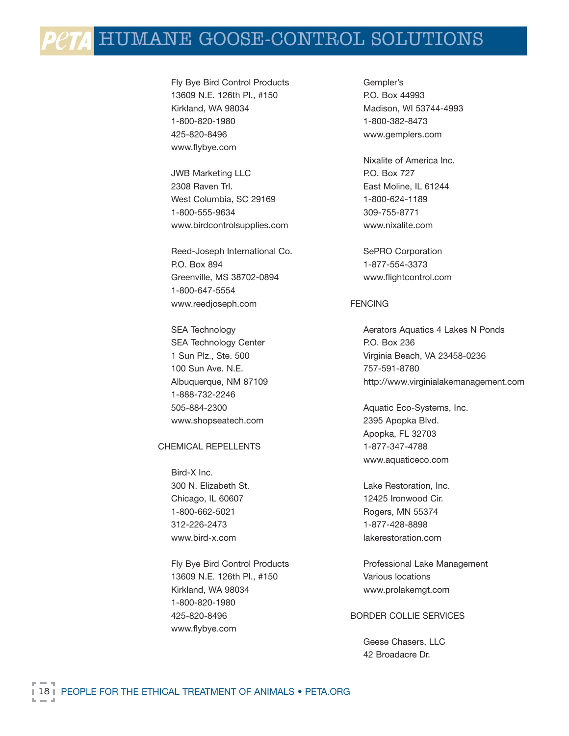Fly Bye Bird Control Products
13609 N.E. 126th Pl., #150
Kirkland, WA 98034
1-800-820-1980
425-820-8496
www.flybye.com

JWB Marketing LLC
2308 Raven Trl.
West Columbia, SC 29169
1-800-555-9634
www.birdcontrolsupplies.com

Reed-Joseph International Co.
P.O. Box 894
Greenville, MS 38702-0894
1-800-647-5554
www.reedjoseph.com

SEA Technology
SEA Technology Center
1 Sun Plz., Ste. 500
100 Sun Ave. N.E.
Albuquerque, NM 87109
1-888-732-2246
505-884-2300
www.shopseatech.com

## CHEMICAL REPELLENTS

Bird-X Inc.
300 N. Elizabeth St.
Chicago, IL 60607
1-800-662-5021
312-226-2473
www.bird-x.com

Fly Bye Bird Control Products
13609 N.E. 126th Pl., #150
Kirkland, WA 98034
1-800-820-1980
425-820-8496
www.flybye.com

Gempler's
P.O. Box 44993
Madison, WI 53744-4993
1-800-382-8473
www.gemplers.com

Nixalite of America Inc.
P.O. Box 727
East Moline, IL 61244
1-800-624-1189
309-755-8771
www.nixalite.com

SePRO Corporation
1-877-554-3373
www.flightcontrol.com

## FENCING

Aerators Aquatics 4 Lakes N Ponds
P.O. Box 236
Virginia Beach, VA 23458-0236
757-591-8780
http://www.virginialakemanagement.com

Aquatic Eco-Systems, Inc.
2395 Apopka Blvd.
Apopka, FL 32703
1-877-347-4788
www.aquaticeco.com

Lake Restoration, Inc.
12425 Ironwood Cir.
Rogers, MN 55374
1-877-428-8898
lakerestoration.com

Professional Lake Management
Various locations
www.prolakemgt.com

## BORDER COLLIE SERVICES

Geese Chasers, LLC
42 Broadacre Dr.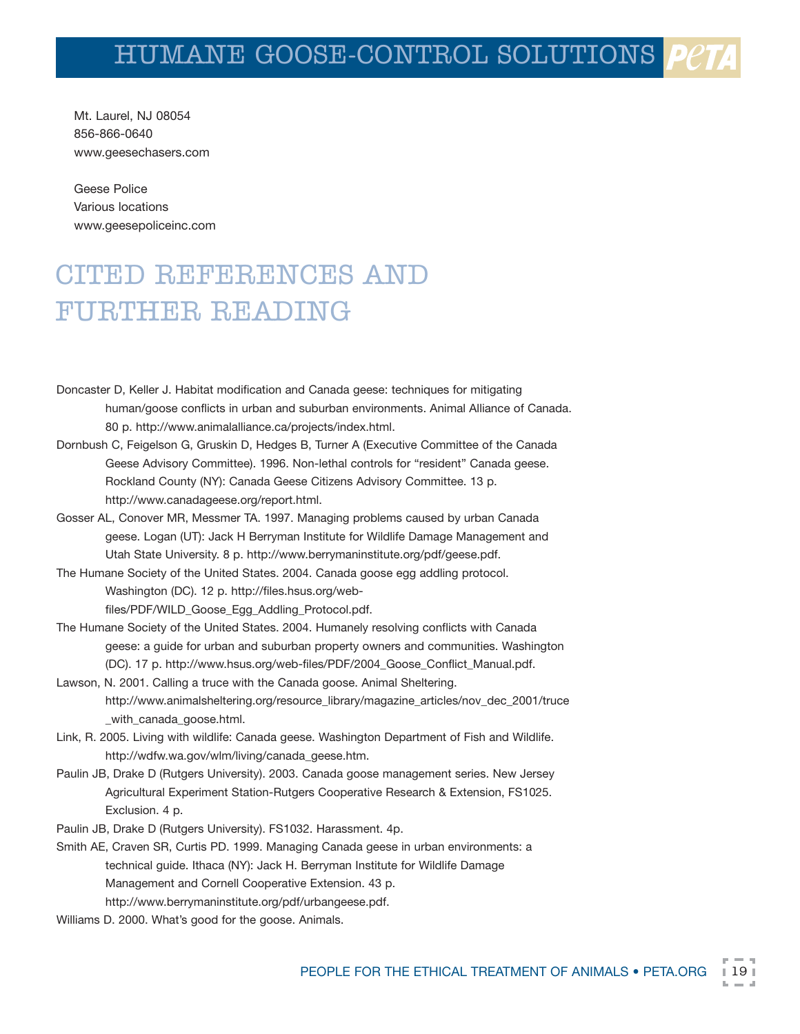Mt. Laurel, NJ 08054
856-866-0640
www.geesechasers.com

Geese Police
Various locations
www.geesepoliceinc.com

# CITED REFERENCES AND FURTHER READING

Doncaster D, Keller J. Habitat modification and Canada geese: techniques for mitigating human/goose conflicts in urban and suburban environments. Animal Alliance of Canada. 80 p. http://www.animalalliance.ca/projects/index.html.

Dornbush C, Feigelson G, Gruskin D, Hedges B, Turner A (Executive Committee of the Canada Geese Advisory Committee). 1996. Non-lethal controls for "resident" Canada geese. Rockland County (NY): Canada Geese Citizens Advisory Committee. 13 p. http://www.canadageese.org/report.html.

Gosser AL, Conover MR, Messmer TA. 1997. Managing problems caused by urban Canada geese. Logan (UT): Jack H Berryman Institute for Wildlife Damage Management and Utah State University. 8 p. http://www.berrymaninstitute.org/pdf/geese.pdf.

The Humane Society of the United States. 2004. Canada goose egg addling protocol. Washington (DC). 12 p. http://files.hsus.org/web-files/PDF/WILD_Goose_Egg_Addling_Protocol.pdf.

The Humane Society of the United States. 2004. Humanely resolving conflicts with Canada geese: a guide for urban and suburban property owners and communities. Washington (DC). 17 p. http://www.hsus.org/web-files/PDF/2004_Goose_Conflict_Manual.pdf.

Lawson, N. 2001. Calling a truce with the Canada goose. Animal Sheltering. http://www.animalsheltering.org/resource_library/magazine_articles/nov_dec_2001/truce_with_canada_goose.html.

Link, R. 2005. Living with wildlife: Canada geese. Washington Department of Fish and Wildlife. http://wdfw.wa.gov/wlm/living/canada_geese.htm.

Paulin JB, Drake D (Rutgers University). 2003. Canada goose management series. New Jersey Agricultural Experiment Station-Rutgers Cooperative Research & Extension, FS1025. Exclusion. 4 p.

Paulin JB, Drake D (Rutgers University). FS1032. Harassment. 4p.

Smith AE, Craven SR, Curtis PD. 1999. Managing Canada geese in urban environments: a technical guide. Ithaca (NY): Jack H. Berryman Institute for Wildlife Damage Management and Cornell Cooperative Extension. 43 p. http://www.berrymaninstitute.org/pdf/urbangeese.pdf.

Williams D. 2000. What's good for the goose. Animals.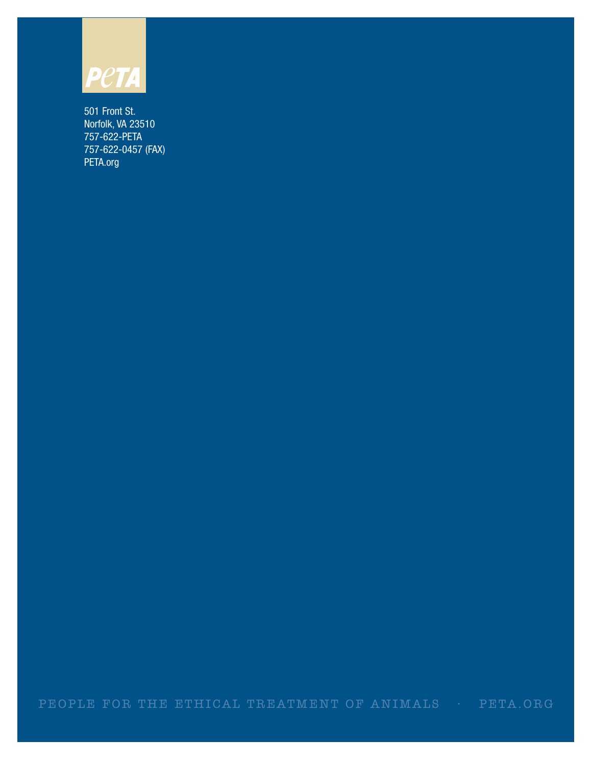PeTA

501 Front St.
Norfolk, VA 23510
757-622-PETA
757-622-0457 (FAX)
PETA.org

PEOPLE FOR THE ETHICAL TREATMENT OF ANIMALS · PETA.ORG